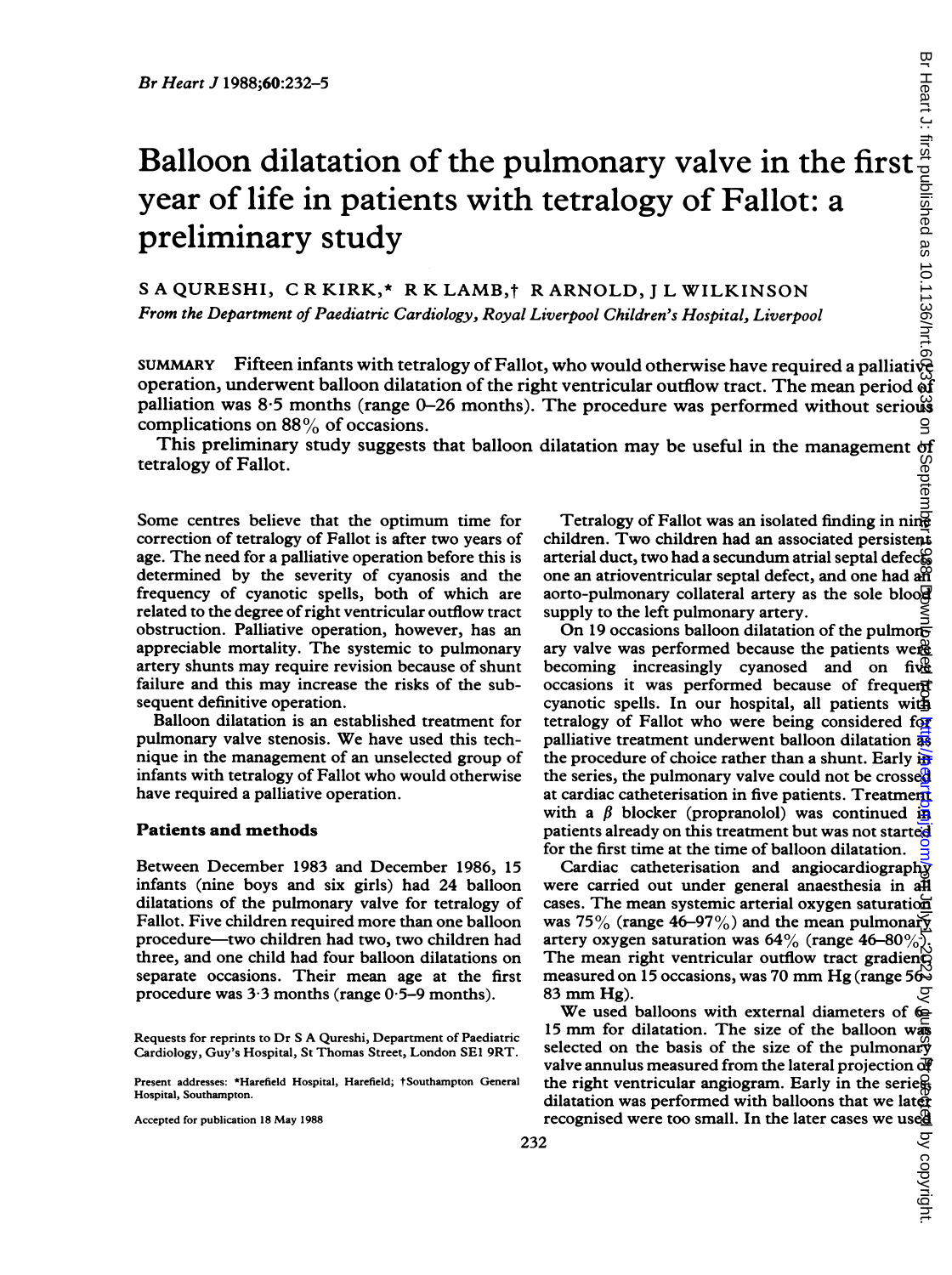# Balloon dilatation of the pulmonary valve in the first year of life in patients with tetralogy of Fallot: a preliminary study

S A QURESHI, C R KIRK,* R K LAMB,† R ARNOLD, J L WILKINSON

*From the Department of Paediatric Cardiology, Royal Liverpool Children's Hospital, Liverpool*

SUMMARY Fifteen infants with tetralogy of Fallot, who would otherwise have required a palliative operation, underwent balloon dilatation of the right ventricular outflow tract. The mean period of palliation was 8·5 months (range 0–26 months). The procedure was performed without serious complications on 88% of occasions.

This preliminary study suggests that balloon dilatation may be useful in the management of tetralogy of Fallot.

Some centres believe that the optimum time for correction of tetralogy of Fallot is after two years of age. The need for a palliative operation before this is determined by the severity of cyanosis and the frequency of cyanotic spells, both of which are related to the degree of right ventricular outflow tract obstruction. Palliative operation, however, has an appreciable mortality. The systemic to pulmonary artery shunts may require revision because of shunt failure and this may increase the risks of the subsequent definitive operation.

Balloon dilatation is an established treatment for pulmonary valve stenosis. We have used this technique in the management of an unselected group of infants with tetralogy of Fallot who would otherwise have required a palliative operation.

## Patients and methods

Between December 1983 and December 1986, 15 infants (nine boys and six girls) had 24 balloon dilatations of the pulmonary valve for tetralogy of Fallot. Five children required more than one balloon procedure—two children had two, two children had three, and one child had four balloon dilatations on separate occasions. Their mean age at the first procedure was 3·3 months (range 0·5–9 months).

Requests for reprints to Dr S A Qureshi, Department of Paediatric Cardiology, Guy's Hospital, St Thomas Street, London SE1 9RT.

Present addresses: *Harefield Hospital, Harefield; †Southampton General Hospital, Southampton.

Accepted for publication 18 May 1988

Tetralogy of Fallot was an isolated finding in nine children. Two children had an associated persistent arterial duct, two had a secundum atrial septal defect, one an atrioventricular septal defect, and one had an aorto-pulmonary collateral artery as the sole blood supply to the left pulmonary artery.

On 19 occasions balloon dilatation of the pulmonary valve was performed because the patients were becoming increasingly cyanosed and on five occasions it was performed because of frequent cyanotic spells. In our hospital, all patients with tetralogy of Fallot who were being considered for palliative treatment underwent balloon dilatation as the procedure of choice rather than a shunt. Early in the series, the pulmonary valve could not be crossed at cardiac catheterisation in five patients. Treatment with a $\beta$ blocker (propranolol) was continued in patients already on this treatment but was not started for the first time at the time of balloon dilatation.

Cardiac catheterisation and angiocardiography were carried out under general anaesthesia in all cases. The mean systemic arterial oxygen saturation was 75% (range 46–97%) and the mean pulmonary artery oxygen saturation was 64% (range 46–80%). The mean right ventricular outflow tract gradient, measured on 15 occasions, was 70 mm Hg (range 56–83 mm Hg).

We used balloons with external diameters of 6–15 mm for dilatation. The size of the balloon was selected on the basis of the size of the pulmonary valve annulus measured from the lateral projection of the right ventricular angiogram. Early in the series dilatation was performed with balloons that we later recognised were too small. In the later cases we used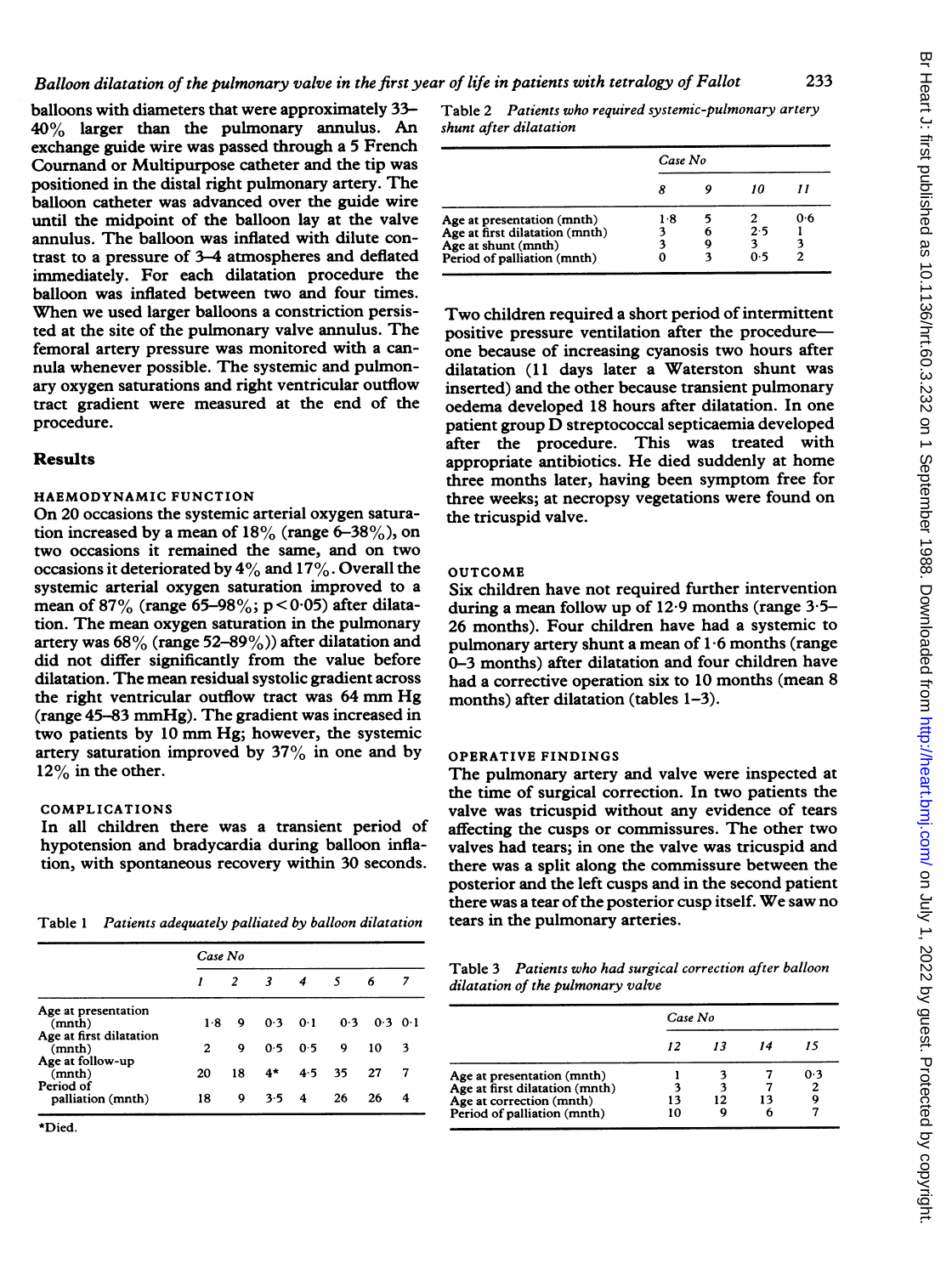balloons with diameters that were approximately 33–40% larger than the pulmonary annulus. An exchange guide wire was passed through a 5 French Cournand or Multipurpose catheter and the tip was positioned in the distal right pulmonary artery. The balloon catheter was advanced over the guide wire until the midpoint of the balloon lay at the valve annulus. The balloon was inflated with dilute contrast to a pressure of 3–4 atmospheres and deflated immediately. For each dilatation procedure the balloon was inflated between two and four times. When we used larger balloons a constriction persisted at the site of the pulmonary valve annulus. The femoral artery pressure was monitored with a cannula whenever possible. The systemic and pulmonary oxygen saturations and right ventricular outflow tract gradient were measured at the end of the procedure.

## Results

### HAEMODYNAMIC FUNCTION

On 20 occasions the systemic arterial oxygen saturation increased by a mean of 18% (range 6–38%), on two occasions it remained the same, and on two occasions it deteriorated by 4% and 17%. Overall the systemic arterial oxygen saturation improved to a mean of 87% (range 65–98%; $p < 0.05$) after dilatation. The mean oxygen saturation in the pulmonary artery was 68% (range 52–89%)) after dilatation and did not differ significantly from the value before dilatation. The mean residual systolic gradient across the right ventricular outflow tract was 64 mm Hg (range 45–83 mmHg). The gradient was increased in two patients by 10 mm Hg; however, the systemic artery saturation improved by 37% in one and by 12% in the other.

### COMPLICATIONS

In all children there was a transient period of hypotension and bradycardia during balloon inflation, with spontaneous recovery within 30 seconds.

Table 1 *Patients adequately palliated by balloon dilatation*

| | Case No | | | | | | |
|---|---|---|---|---|---|---|---|
| | 1 | 2 | 3 | 4 | 5 | 6 | 7 |
| Age at presentation (mnth) | 1·8 | 9 | 0·3 | 0·1 | 0·3 | 0·3 | 0·1 |
| Age at first dilatation (mnth) | 2 | 9 | 0·5 | 0·5 | 9 | 10 | 3 |
| Age at follow-up (mnth) | 20 | 18 | 4* | 4·5 | 35 | 27 | 7 |
| Period of palliation (mnth) | 18 | 9 | 3·5 | 4 | 26 | 26 | 4 |

*Died.

Table 2 *Patients who required systemic-pulmonary artery shunt after dilatation*

| | Case No | | | |
|---|---|---|---|---|
| | 8 | 9 | 10 | 11 |
| Age at presentation (mnth) | 1·8 | 5 | 2 | 0·6 |
| Age at first dilatation (mnth) | 3 | 6 | 2·5 | 1 |
| Age at shunt (mnth) | 3 | 9 | 3 | 3 |
| Period of palliation (mnth) | 0 | 3 | 0·5 | 2 |

Two children required a short period of intermittent positive pressure ventilation after the procedure—one because of increasing cyanosis two hours after dilatation (11 days later a Waterston shunt was inserted) and the other because transient pulmonary oedema developed 18 hours after dilatation. In one patient group D streptococcal septicaemia developed after the procedure. This was treated with appropriate antibiotics. He died suddenly at home three months later, having been symptom free for three weeks; at necropsy vegetations were found on the tricuspid valve.

### OUTCOME

Six children have not required further intervention during a mean follow up of 12·9 months (range 3·5–26 months). Four children have had a systemic to pulmonary artery shunt a mean of 1·6 months (range 0–3 months) after dilatation and four children have had a corrective operation six to 10 months (mean 8 months) after dilatation (tables 1–3).

### OPERATIVE FINDINGS

The pulmonary artery and valve were inspected at the time of surgical correction. In two patients the valve was tricuspid without any evidence of tears affecting the cusps or commissures. The other two valves had tears; in one the valve was tricuspid and there was a split along the commissure between the posterior and the left cusps and in the second patient there was a tear of the posterior cusp itself. We saw no tears in the pulmonary arteries.

Table 3 *Patients who had surgical correction after balloon dilatation of the pulmonary valve*

| | Case No | | | |
|---|---|---|---|---|
| | 12 | 13 | 14 | 15 |
| Age at presentation (mnth) | 1 | 3 | 7 | 0·3 |
| Age at first dilatation (mnth) | 3 | 3 | 7 | 2 |
| Age at correction (mnth) | 13 | 12 | 13 | 9 |
| Period of palliation (mnth) | 10 | 9 | 6 | 7 |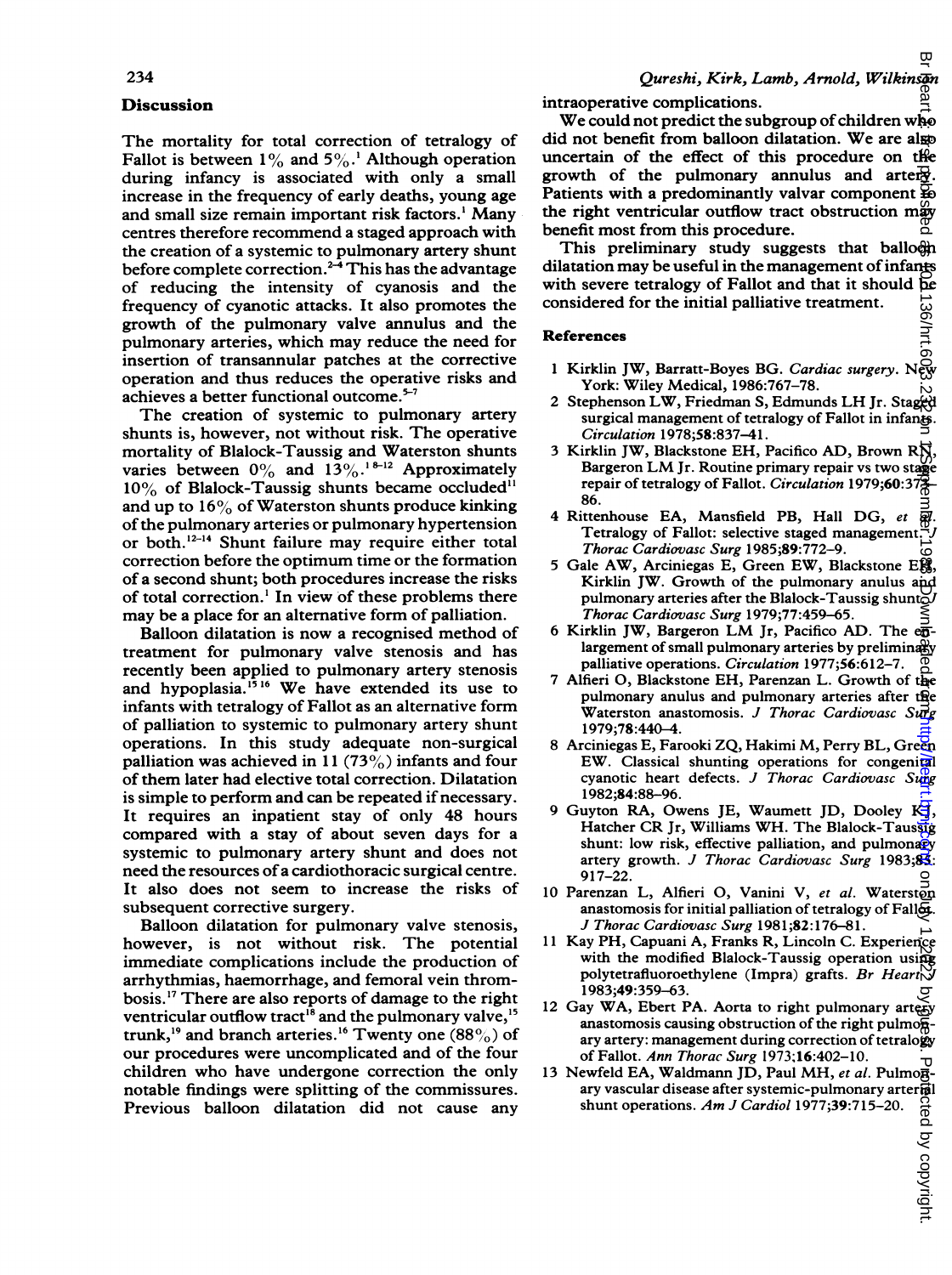## Discussion

The mortality for total correction of tetralogy of Fallot is between 1% and 5%.[1] Although operation during infancy is associated with only a small increase in the frequency of early deaths, young age and small size remain important risk factors.[1] Many centres therefore recommend a staged approach with the creation of a systemic to pulmonary artery shunt before complete correction.[2-4] This has the advantage of reducing the intensity of cyanosis and the frequency of cyanotic attacks. It also promotes the growth of the pulmonary valve annulus and the pulmonary arteries, which may reduce the need for insertion of transannular patches at the corrective operation and thus reduces the operative risks and achieves a better functional outcome.[5-7]

The creation of systemic to pulmonary artery shunts is, however, not without risk. The operative mortality of Blalock-Taussig and Waterston shunts varies between 0% and 13%.[1 8-12] Approximately 10% of Blalock-Taussig shunts became occluded[11] and up to 16% of Waterston shunts produce kinking of the pulmonary arteries or pulmonary hypertension or both.[12-14] Shunt failure may require either total correction before the optimum time or the formation of a second shunt; both procedures increase the risks of total correction.[1] In view of these problems there may be a place for an alternative form of palliation.

Balloon dilatation is now a recognised method of treatment for pulmonary valve stenosis and has recently been applied to pulmonary artery stenosis and hypoplasia.[15 16] We have extended its use to infants with tetralogy of Fallot as an alternative form of palliation to systemic to pulmonary artery shunt operations. In this study adequate non-surgical palliation was achieved in 11 (73%) infants and four of them later had elective total correction. Dilatation is simple to perform and can be repeated if necessary. It requires an inpatient stay of only 48 hours compared with a stay of about seven days for a systemic to pulmonary artery shunt and does not need the resources of a cardiothoracic surgical centre. It also does not seem to increase the risks of subsequent corrective surgery.

Balloon dilatation for pulmonary valve stenosis, however, is not without risk. The potential immediate complications include the production of arrhythmias, haemorrhage, and femoral vein thrombosis.[17] There are also reports of damage to the right ventricular outflow tract[18] and the pulmonary valve,[15] trunk,[19] and branch arteries.[16] Twenty one (88%) of our procedures were uncomplicated and of the four children who have undergone correction the only notable findings were splitting of the commissures. Previous balloon dilatation did not cause any intraoperative complications.

We could not predict the subgroup of children who did not benefit from balloon dilatation. We are also uncertain of the effect of this procedure on the growth of the pulmonary annulus and artery. Patients with a predominantly valvar component to the right ventricular outflow tract obstruction may benefit most from this procedure.

This preliminary study suggests that balloon dilatation may be useful in the management of infants with severe tetralogy of Fallot and that it should be considered for the initial palliative treatment.

## References

1. Kirklin JW, Barratt-Boyes BG. *Cardiac surgery*. New York: Wiley Medical, 1986:767–78.
2. Stephenson LW, Friedman S, Edmunds LH Jr. Staged surgical management of tetralogy of Fallot in infants. *Circulation* 1978;**58**:837–41.
3. Kirklin JW, Blackstone EH, Pacifico AD, Brown RN, Bargeron LM Jr. Routine primary repair vs two stage repair of tetralogy of Fallot. *Circulation* 1979;**60**:373–86.
4. Rittenhouse EA, Mansfield PB, Hall DG, *et al*. Tetralogy of Fallot: selective staged management. *J Thorac Cardiovasc Surg* 1985;**89**:772–9.
5. Gale AW, Arciniegas E, Green EW, Blackstone EH, Kirklin JW. Growth of the pulmonary anulus and pulmonary arteries after the Blalock-Taussig shunt. *J Thorac Cardiovasc Surg* 1979;**77**:459–65.
6. Kirklin JW, Bargeron LM Jr, Pacifico AD. The enlargement of small pulmonary arteries by preliminary palliative operations. *Circulation* 1977;**56**:612–7.
7. Alfieri O, Blackstone EH, Parenzan L. Growth of the pulmonary anulus and pulmonary arteries after the Waterston anastomosis. *J Thorac Cardiovasc Surg* 1979;**78**:440–4.
8. Arciniegas E, Farooki ZQ, Hakimi M, Perry BL, Green EW. Classical shunting operations for congenital cyanotic heart defects. *J Thorac Cardiovasc Surg* 1982;**84**:88–96.
9. Guyton RA, Owens JE, Waumett JD, Dooley KJ, Hatcher CR Jr, Williams WH. The Blalock-Taussig shunt: low risk, effective palliation, and pulmonary artery growth. *J Thorac Cardiovasc Surg* 1983;**85**:917–22.
10. Parenzan L, Alfieri O, Vanini V, *et al*. Waterston anastomosis for initial palliation of tetralogy of Fallot. *J Thorac Cardiovasc Surg* 1981;**82**:176–81.
11. Kay PH, Capuani A, Franks R, Lincoln C. Experience with the modified Blalock-Taussig operation using polytetrafluoroethylene (Impra) grafts. *Br Heart J* 1983;**49**:359–63.
12. Gay WA, Ebert PA. Aorta to right pulmonary artery anastomosis causing obstruction of the right pulmonary artery: management during correction of tetralogy of Fallot. *Ann Thorac Surg* 1973;**16**:402–10.
13. Newfeld EA, Waldmann JD, Paul MH, *et al*. Pulmonary vascular disease after systemic-pulmonary arterial shunt operations. *Am J Cardiol* 1977;**39**:715–20.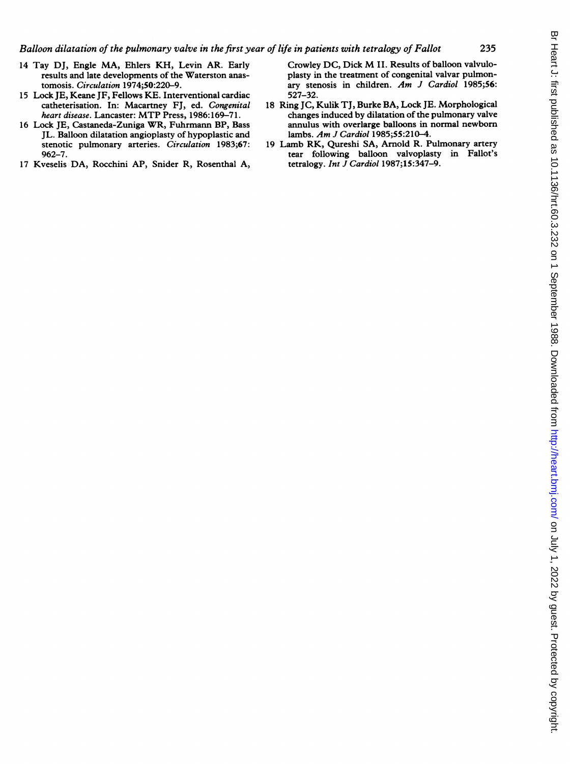14 Tay DJ, Engle MA, Ehlers KH, Levin AR. Early results and late developments of the Waterston anastomosis. *Circulation* 1974;**50**:220–9.

15 Lock JE, Keane JF, Fellows KE. Interventional cardiac catheterisation. In: Macartney FJ, ed. *Congenital heart disease*. Lancaster: MTP Press, 1986:169–71.

16 Lock JE, Castaneda-Zuniga WR, Fuhrmann BP, Bass JL. Balloon dilatation angioplasty of hypoplastic and stenotic pulmonary arteries. *Circulation* 1983;**67**: 962–7.

17 Kveselis DA, Rocchini AP, Snider R, Rosenthal A, Crowley DC, Dick M II. Results of balloon valvuloplasty in the treatment of congenital valvar pulmonary stenosis in children. *Am J Cardiol* 1985;**56**: 527–32.

18 Ring JC, Kulik TJ, Burke BA, Lock JE. Morphological changes induced by dilatation of the pulmonary valve annulus with overlarge balloons in normal newborn lambs. *Am J Cardiol* 1985;**55**:210–4.

19 Lamb RK, Qureshi SA, Arnold R. Pulmonary artery tear following balloon valvoplasty in Fallot's tetralogy. *Int J Cardiol* 1987;**15**:347–9.